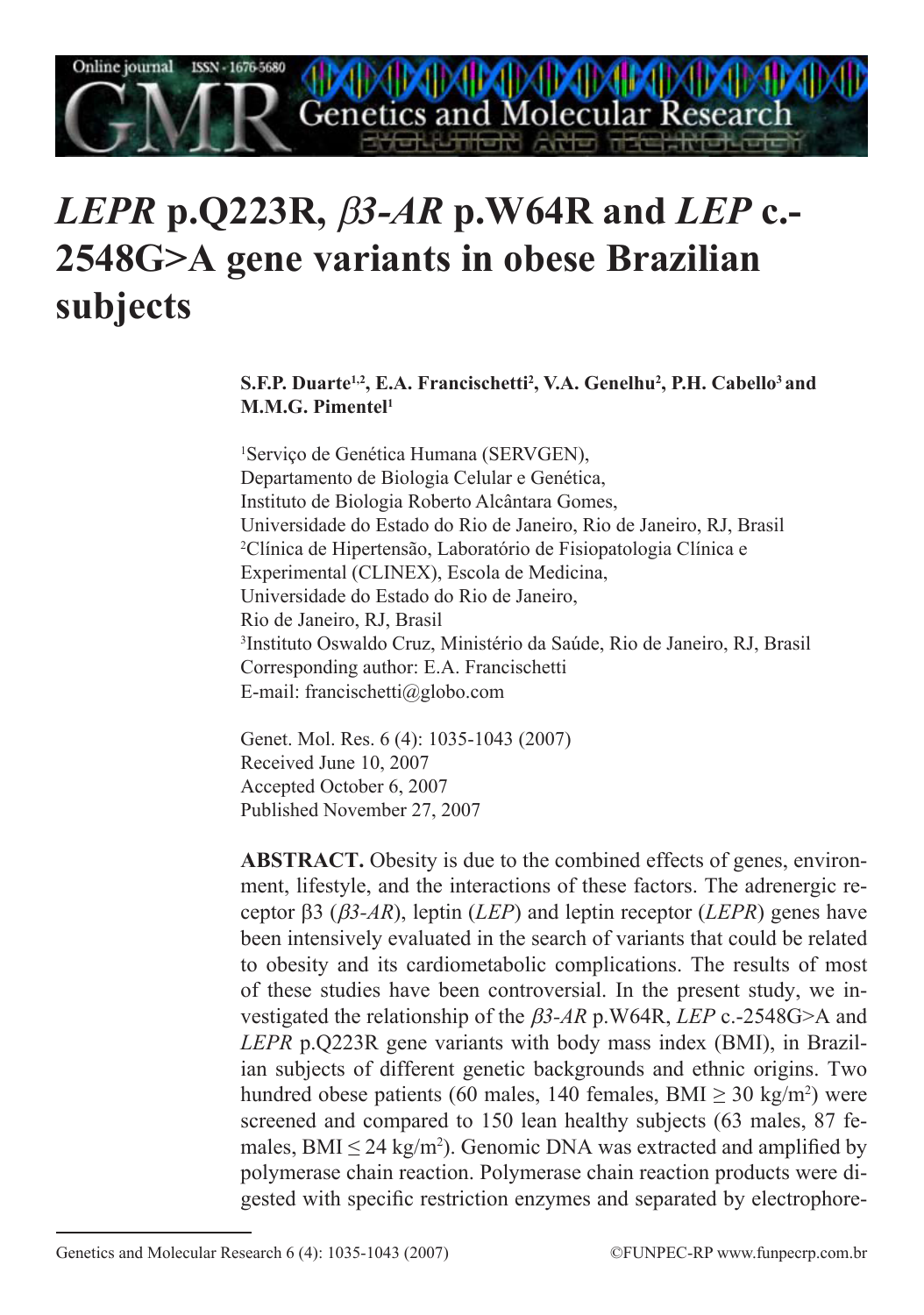# *LEPR* p.Q223R, *β3-AR* p.W64R and *LEP* c.-2548G>A gene variants in obese Brazilian subjects

**S.F.P. Duarte[1,2], E.A. Francischetti[2], V.A. Genelhu[2], P.H. Cabello[3] and M.M.G. Pimentel[1]**

[1]Serviço de Genética Humana (SERVGEN), Departamento de Biologia Celular e Genética, Instituto de Biologia Roberto Alcântara Gomes, Universidade do Estado do Rio de Janeiro, Rio de Janeiro, RJ, Brasil
[2]Clínica de Hipertensão, Laboratório de Fisiopatologia Clínica e Experimental (CLINEX), Escola de Medicina, Universidade do Estado do Rio de Janeiro, Rio de Janeiro, RJ, Brasil
[3]Instituto Oswaldo Cruz, Ministério da Saúde, Rio de Janeiro, RJ, Brasil
Corresponding author: E.A. Francischetti
E-mail: francischetti@globo.com

Genet. Mol. Res. 6 (4): 1035-1043 (2007)
Received June 10, 2007
Accepted October 6, 2007
Published November 27, 2007

**ABSTRACT.** Obesity is due to the combined effects of genes, environment, lifestyle, and the interactions of these factors. The adrenergic receptor β3 (*β3-AR*), leptin (*LEP*) and leptin receptor (*LEPR*) genes have been intensively evaluated in the search of variants that could be related to obesity and its cardiometabolic complications. The results of most of these studies have been controversial. In the present study, we investigated the relationship of the *β3-AR* p.W64R, *LEP* c.-2548G>A and *LEPR* p.Q223R gene variants with body mass index (BMI), in Brazilian subjects of different genetic backgrounds and ethnic origins. Two hundred obese patients (60 males, 140 females, BMI $\geq$ 30 kg/m$^2$) were screened and compared to 150 lean healthy subjects (63 males, 87 females, BMI $\leq$ 24 kg/m$^2$). Genomic DNA was extracted and amplified by polymerase chain reaction. Polymerase chain reaction products were digested with specific restriction enzymes and separated by electrophore-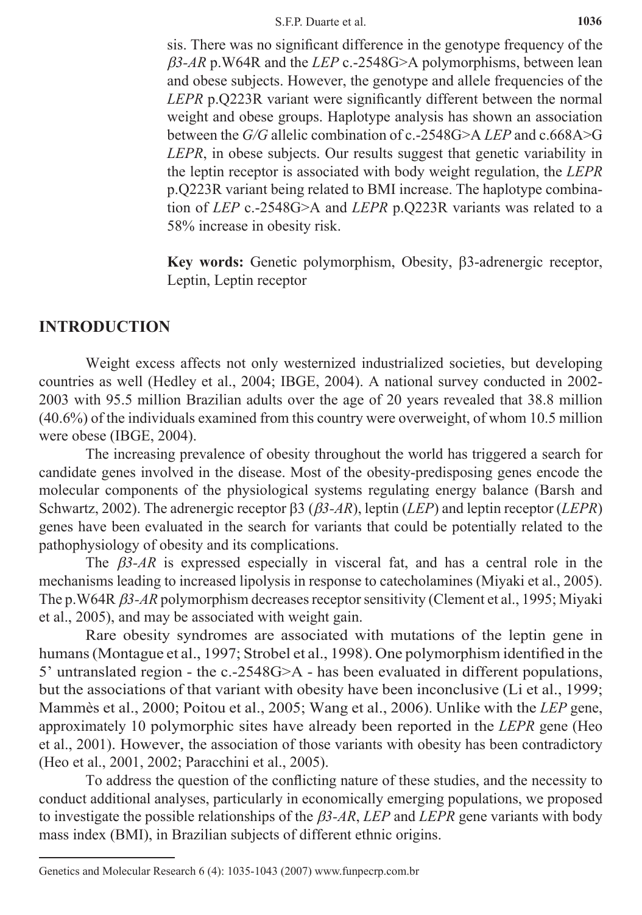sis. There was no significant difference in the genotype frequency of the *β3-AR* p.W64R and the *LEP* c.-2548G>A polymorphisms, between lean and obese subjects. However, the genotype and allele frequencies of the *LEPR* p.Q223R variant were significantly different between the normal weight and obese groups. Haplotype analysis has shown an association between the *G/G* allelic combination of c.-2548G>A *LEP* and c.668A>G *LEPR*, in obese subjects. Our results suggest that genetic variability in the leptin receptor is associated with body weight regulation, the *LEPR* p.Q223R variant being related to BMI increase. The haplotype combination of *LEP* c.-2548G>A and *LEPR* p.Q223R variants was related to a 58% increase in obesity risk.

**Key words:** Genetic polymorphism, Obesity, β3-adrenergic receptor, Leptin, Leptin receptor

## INTRODUCTION

Weight excess affects not only westernized industrialized societies, but developing countries as well (Hedley et al., 2004; IBGE, 2004). A national survey conducted in 2002-2003 with 95.5 million Brazilian adults over the age of 20 years revealed that 38.8 million (40.6%) of the individuals examined from this country were overweight, of whom 10.5 million were obese (IBGE, 2004).

The increasing prevalence of obesity throughout the world has triggered a search for candidate genes involved in the disease. Most of the obesity-predisposing genes encode the molecular components of the physiological systems regulating energy balance (Barsh and Schwartz, 2002). The adrenergic receptor β3 (*β3-AR*), leptin (*LEP*) and leptin receptor (*LEPR*) genes have been evaluated in the search for variants that could be potentially related to the pathophysiology of obesity and its complications.

The *β3-AR* is expressed especially in visceral fat, and has a central role in the mechanisms leading to increased lipolysis in response to catecholamines (Miyaki et al., 2005). The p.W64R *β3-AR* polymorphism decreases receptor sensitivity (Clement et al., 1995; Miyaki et al., 2005), and may be associated with weight gain.

Rare obesity syndromes are associated with mutations of the leptin gene in humans (Montague et al., 1997; Strobel et al., 1998). One polymorphism identified in the 5' untranslated region - the c.-2548G>A - has been evaluated in different populations, but the associations of that variant with obesity have been inconclusive (Li et al., 1999; Mammès et al., 2000; Poitou et al., 2005; Wang et al., 2006). Unlike with the *LEP* gene, approximately 10 polymorphic sites have already been reported in the *LEPR* gene (Heo et al., 2001). However, the association of those variants with obesity has been contradictory (Heo et al., 2001, 2002; Paracchini et al., 2005).

To address the question of the conflicting nature of these studies, and the necessity to conduct additional analyses, particularly in economically emerging populations, we proposed to investigate the possible relationships of the *β3-AR*, *LEP* and *LEPR* gene variants with body mass index (BMI), in Brazilian subjects of different ethnic origins.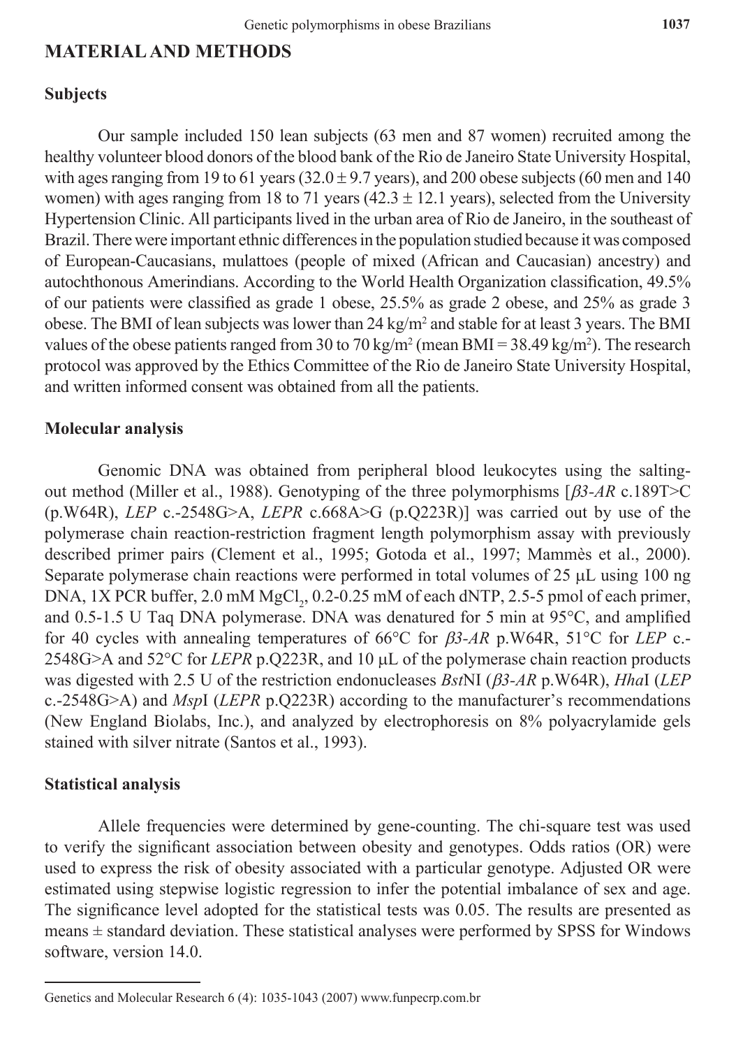## MATERIAL AND METHODS

### Subjects

Our sample included 150 lean subjects (63 men and 87 women) recruited among the healthy volunteer blood donors of the blood bank of the Rio de Janeiro State University Hospital, with ages ranging from 19 to 61 years ($32.0 \pm 9.7$ years), and 200 obese subjects (60 men and 140 women) with ages ranging from 18 to 71 years ($42.3 \pm 12.1$ years), selected from the University Hypertension Clinic. All participants lived in the urban area of Rio de Janeiro, in the southeast of Brazil. There were important ethnic differences in the population studied because it was composed of European-Caucasians, mulattoes (people of mixed (African and Caucasian) ancestry) and autochthonous Amerindians. According to the World Health Organization classification, 49.5% of our patients were classified as grade 1 obese, 25.5% as grade 2 obese, and 25% as grade 3 obese. The BMI of lean subjects was lower than 24 kg/m$^2$ and stable for at least 3 years. The BMI values of the obese patients ranged from 30 to 70 kg/m$^2$ (mean BMI = 38.49 kg/m$^2$). The research protocol was approved by the Ethics Committee of the Rio de Janeiro State University Hospital, and written informed consent was obtained from all the patients.

### Molecular analysis

Genomic DNA was obtained from peripheral blood leukocytes using the salting-out method (Miller et al., 1988). Genotyping of the three polymorphisms [*β3-AR* c.189T>C (p.W64R), *LEP* c.-2548G>A, *LEPR* c.668A>G (p.Q223R)] was carried out by use of the polymerase chain reaction-restriction fragment length polymorphism assay with previously described primer pairs (Clement et al., 1995; Gotoda et al., 1997; Mammès et al., 2000). Separate polymerase chain reactions were performed in total volumes of 25 μL using 100 ng DNA, 1X PCR buffer, 2.0 mM $MgCl_2$, 0.2-0.25 mM of each dNTP, 2.5-5 pmol of each primer, and 0.5-1.5 U Taq DNA polymerase. DNA was denatured for 5 min at 95°C, and amplified for 40 cycles with annealing temperatures of 66°C for *β3-AR* p.W64R, 51°C for *LEP* c.-2548G>A and 52°C for *LEPR* p.Q223R, and 10 μL of the polymerase chain reaction products was digested with 2.5 U of the restriction endonucleases *Bst*NI (*β3-AR* p.W64R), *Hha*I (*LEP* c.-2548G>A) and *Msp*I (*LEPR* p.Q223R) according to the manufacturer's recommendations (New England Biolabs, Inc.), and analyzed by electrophoresis on 8% polyacrylamide gels stained with silver nitrate (Santos et al., 1993).

### Statistical analysis

Allele frequencies were determined by gene-counting. The chi-square test was used to verify the significant association between obesity and genotypes. Odds ratios (OR) were used to express the risk of obesity associated with a particular genotype. Adjusted OR were estimated using stepwise logistic regression to infer the potential imbalance of sex and age. The significance level adopted for the statistical tests was 0.05. The results are presented as means ± standard deviation. These statistical analyses were performed by SPSS for Windows software, version 14.0.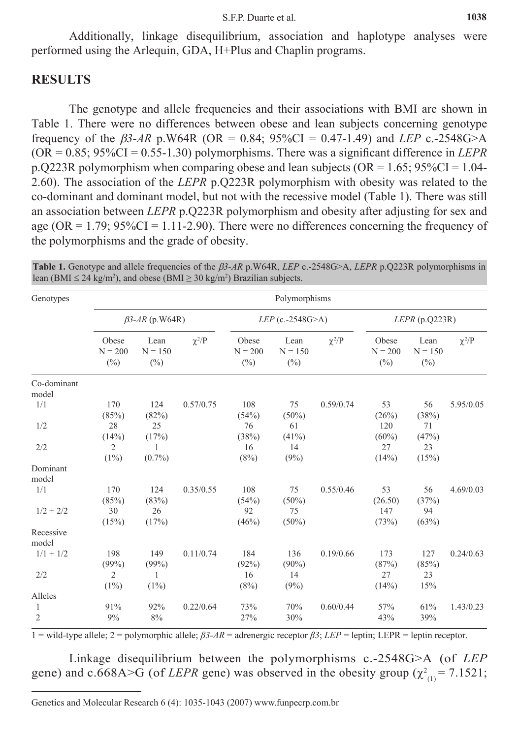Additionally, linkage disequilibrium, association and haplotype analyses were performed using the Arlequin, GDA, H+Plus and Chaplin programs.

## RESULTS

The genotype and allele frequencies and their associations with BMI are shown in Table 1. There were no differences between obese and lean subjects concerning genotype frequency of the *β3-AR* p.W64R (OR = 0.84; 95%CI = 0.47-1.49) and *LEP* c.-2548G>A (OR = 0.85; 95%CI = 0.55-1.30) polymorphisms. There was a significant difference in *LEPR* p.Q223R polymorphism when comparing obese and lean subjects (OR = 1.65; 95%CI = 1.04-2.60). The association of the *LEPR* p.Q223R polymorphism with obesity was related to the co-dominant and dominant model, but not with the recessive model (Table 1). There was still an association between *LEPR* p.Q223R polymorphism and obesity after adjusting for sex and age (OR = 1.79; 95%CI = 1.11-2.90). There were no differences concerning the frequency of the polymorphisms and the grade of obesity.

**Table 1.** Genotype and allele frequencies of the *β3-AR* p.W64R, *LEP* c.-2548G>A, *LEPR* p.Q223R polymorphisms in lean (BMI ≤ 24 kg/m$^2$), and obese (BMI ≥ 30 kg/m$^2$) Brazilian subjects.

| Genotypes | Polymorphisms | | | | | | | | |
|---|---|---|---|---|---|---|---|---|---|
| | *β3-AR* (p.W64R) | | | *LEP* (c.-2548G>A) | | | *LEPR* (p.Q223R) | | |
| | Obese N = 200 (%) | Lean N = 150 (%) | $\chi^2$/P | Obese N = 200 (%) | Lean N = 150 (%) | $\chi^2$/P | Obese N = 200 (%) | Lean N = 150 (%) | $\chi^2$/P |
| Co-dominant model | | | | | | | | | |
| 1/1 | 170 (85%) | 124 (82%) | 0.57/0.75 | 108 (54%) | 75 (50%) | 0.59/0.74 | 53 (26%) | 56 (38%) | 5.95/0.05 |
| 1/2 | 28 (14%) | 25 (17%) | | 76 (38%) | 61 (41%) | | 120 (60%) | 71 (47%) | |
| 2/2 | 2 (1%) | 1 (0.7%) | | 16 (8%) | 14 (9%) | | 27 (14%) | 23 (15%) | |
| Dominant model | | | | | | | | | |
| 1/1 | 170 (85%) | 124 (83%) | 0.35/0.55 | 108 (54%) | 75 (50%) | 0.55/0.46 | 53 (26.50) | 56 (37%) | 4.69/0.03 |
| 1/2 + 2/2 | 30 (15%) | 26 (17%) | | 92 (46%) | 75 (50%) | | 147 (73%) | 94 (63%) | |
| Recessive model | | | | | | | | | |
| 1/1 + 1/2 | 198 (99%) | 149 (99%) | 0.11/0.74 | 184 (92%) | 136 (90%) | 0.19/0.66 | 173 (87%) | 127 (85%) | 0.24/0.63 |
| 2/2 | 2 (1%) | 1 (1%) | | 16 (8%) | 14 (9%) | | 27 (14%) | 23 15% | |
| Alleles | | | | | | | | | |
| 1 | 91% | 92% | 0.22/0.64 | 73% | 70% | 0.60/0.44 | 57% | 61% | 1.43/0.23 |
| 2 | 9% | 8% | | 27% | 30% | | 43% | 39% | |

1 = wild-type allele; 2 = polymorphic allele; *β3-AR* = adrenergic receptor *β3*; *LEP* = leptin; LEPR = leptin receptor.

Linkage disequilibrium between the polymorphisms c.-2548G>A (of *LEP* gene) and c.668A>G (of *LEPR* gene) was observed in the obesity group ($\chi^2_{(1)}$ = 7.1521;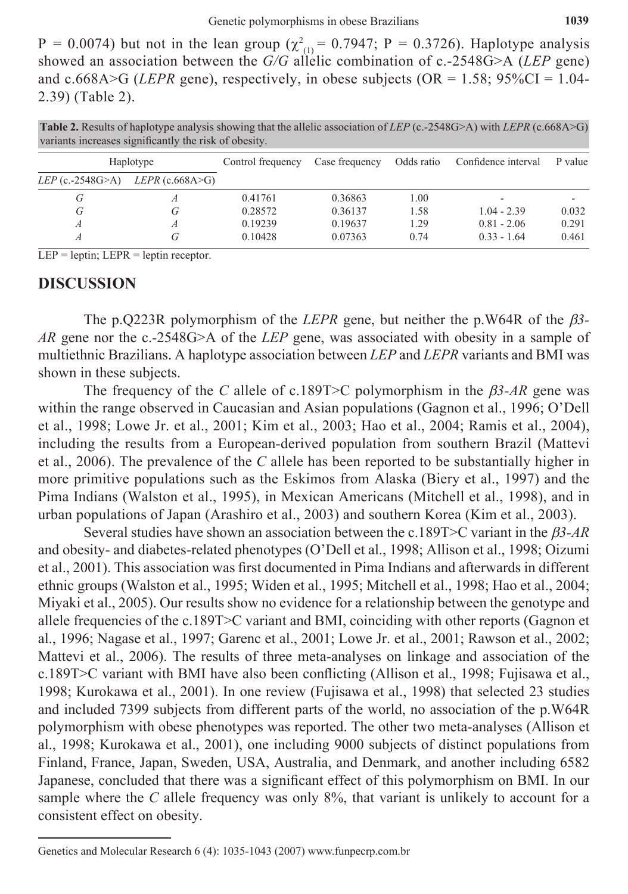P = 0.0074) but not in the lean group ($\chi^2_{(1)}$ = 0.7947; P = 0.3726). Haplotype analysis showed an association between the *G/G* allelic combination of c.-2548G>A (*LEP* gene) and c.668A>G (*LEPR* gene), respectively, in obese subjects (OR = 1.58; 95%CI = 1.04-2.39) (Table 2).

**Table 2.** Results of haplotype analysis showing that the allelic association of *LEP* (c.-2548G>A) with *LEPR* (c.668A>G) variants increases significantly the risk of obesity.

| Haplotype | | Control frequency | Case frequency | Odds ratio | Confidence interval | P value |
|---|---|---|---|---|---|---|
| *LEP* (c.-2548G>A) | *LEPR* (c.668A>G) | | | | | |
| *G* | *A* | 0.41761 | 0.36863 | 1.00 | - | - |
| *G* | *G* | 0.28572 | 0.36137 | 1.58 | 1.04 - 2.39 | 0.032 |
| *A* | *A* | 0.19239 | 0.19637 | 1.29 | 0.81 - 2.06 | 0.291 |
| *A* | *G* | 0.10428 | 0.07363 | 0.74 | 0.33 - 1.64 | 0.461 |

LEP = leptin; LEPR = leptin receptor.

## DISCUSSION

The p.Q223R polymorphism of the *LEPR* gene, but neither the p.W64R of the *β3-AR* gene nor the c.-2548G>A of the *LEP* gene, was associated with obesity in a sample of multiethnic Brazilians. A haplotype association between *LEP* and *LEPR* variants and BMI was shown in these subjects.

The frequency of the *C* allele of c.189T>C polymorphism in the *β3-AR* gene was within the range observed in Caucasian and Asian populations (Gagnon et al., 1996; O'Dell et al., 1998; Lowe Jr. et al., 2001; Kim et al., 2003; Hao et al., 2004; Ramis et al., 2004), including the results from a European-derived population from southern Brazil (Mattevi et al., 2006). The prevalence of the *C* allele has been reported to be substantially higher in more primitive populations such as the Eskimos from Alaska (Biery et al., 1997) and the Pima Indians (Walston et al., 1995), in Mexican Americans (Mitchell et al., 1998), and in urban populations of Japan (Arashiro et al., 2003) and southern Korea (Kim et al., 2003).

Several studies have shown an association between the c.189T>C variant in the *β3-AR* and obesity- and diabetes-related phenotypes (O'Dell et al., 1998; Allison et al., 1998; Oizumi et al., 2001). This association was first documented in Pima Indians and afterwards in different ethnic groups (Walston et al., 1995; Widen et al., 1995; Mitchell et al., 1998; Hao et al., 2004; Miyaki et al., 2005). Our results show no evidence for a relationship between the genotype and allele frequencies of the c.189T>C variant and BMI, coinciding with other reports (Gagnon et al., 1996; Nagase et al., 1997; Garenc et al., 2001; Lowe Jr. et al., 2001; Rawson et al., 2002; Mattevi et al., 2006). The results of three meta-analyses on linkage and association of the c.189T>C variant with BMI have also been conflicting (Allison et al., 1998; Fujisawa et al., 1998; Kurokawa et al., 2001). In one review (Fujisawa et al., 1998) that selected 23 studies and included 7399 subjects from different parts of the world, no association of the p.W64R polymorphism with obese phenotypes was reported. The other two meta-analyses (Allison et al., 1998; Kurokawa et al., 2001), one including 9000 subjects of distinct populations from Finland, France, Japan, Sweden, USA, Australia, and Denmark, and another including 6582 Japanese, concluded that there was a significant effect of this polymorphism on BMI. In our sample where the *C* allele frequency was only 8%, that variant is unlikely to account for a consistent effect on obesity.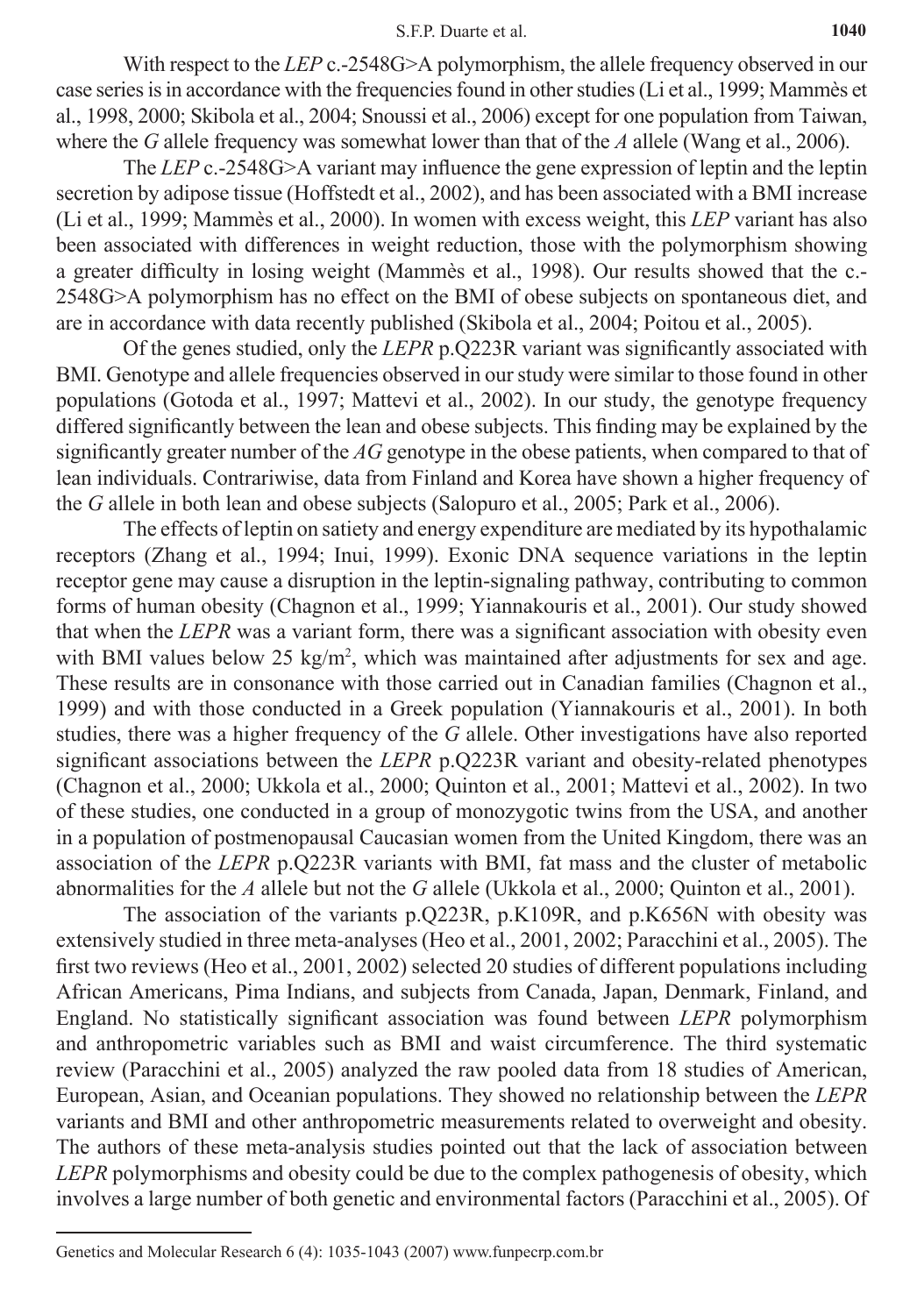With respect to the *LEP* c.-2548G>A polymorphism, the allele frequency observed in our case series is in accordance with the frequencies found in other studies (Li et al., 1999; Mammès et al., 1998, 2000; Skibola et al., 2004; Snoussi et al., 2006) except for one population from Taiwan, where the *G* allele frequency was somewhat lower than that of the *A* allele (Wang et al., 2006).

The *LEP* c.-2548G>A variant may influence the gene expression of leptin and the leptin secretion by adipose tissue (Hoffstedt et al., 2002), and has been associated with a BMI increase (Li et al., 1999; Mammès et al., 2000). In women with excess weight, this *LEP* variant has also been associated with differences in weight reduction, those with the polymorphism showing a greater difficulty in losing weight (Mammès et al., 1998). Our results showed that the c.-2548G>A polymorphism has no effect on the BMI of obese subjects on spontaneous diet, and are in accordance with data recently published (Skibola et al., 2004; Poitou et al., 2005).

Of the genes studied, only the *LEPR* p.Q223R variant was significantly associated with BMI. Genotype and allele frequencies observed in our study were similar to those found in other populations (Gotoda et al., 1997; Mattevi et al., 2002). In our study, the genotype frequency differed significantly between the lean and obese subjects. This finding may be explained by the significantly greater number of the *AG* genotype in the obese patients, when compared to that of lean individuals. Contrariwise, data from Finland and Korea have shown a higher frequency of the *G* allele in both lean and obese subjects (Salopuro et al., 2005; Park et al., 2006).

The effects of leptin on satiety and energy expenditure are mediated by its hypothalamic receptors (Zhang et al., 1994; Inui, 1999). Exonic DNA sequence variations in the leptin receptor gene may cause a disruption in the leptin-signaling pathway, contributing to common forms of human obesity (Chagnon et al., 1999; Yiannakouris et al., 2001). Our study showed that when the *LEPR* was a variant form, there was a significant association with obesity even with BMI values below 25 kg/m$^2$, which was maintained after adjustments for sex and age. These results are in consonance with those carried out in Canadian families (Chagnon et al., 1999) and with those conducted in a Greek population (Yiannakouris et al., 2001). In both studies, there was a higher frequency of the *G* allele. Other investigations have also reported significant associations between the *LEPR* p.Q223R variant and obesity-related phenotypes (Chagnon et al., 2000; Ukkola et al., 2000; Quinton et al., 2001; Mattevi et al., 2002). In two of these studies, one conducted in a group of monozygotic twins from the USA, and another in a population of postmenopausal Caucasian women from the United Kingdom, there was an association of the *LEPR* p.Q223R variants with BMI, fat mass and the cluster of metabolic abnormalities for the *A* allele but not the *G* allele (Ukkola et al., 2000; Quinton et al., 2001).

The association of the variants p.Q223R, p.K109R, and p.K656N with obesity was extensively studied in three meta-analyses (Heo et al., 2001, 2002; Paracchini et al., 2005). The first two reviews (Heo et al., 2001, 2002) selected 20 studies of different populations including African Americans, Pima Indians, and subjects from Canada, Japan, Denmark, Finland, and England. No statistically significant association was found between *LEPR* polymorphism and anthropometric variables such as BMI and waist circumference. The third systematic review (Paracchini et al., 2005) analyzed the raw pooled data from 18 studies of American, European, Asian, and Oceanian populations. They showed no relationship between the *LEPR* variants and BMI and other anthropometric measurements related to overweight and obesity. The authors of these meta-analysis studies pointed out that the lack of association between *LEPR* polymorphisms and obesity could be due to the complex pathogenesis of obesity, which involves a large number of both genetic and environmental factors (Paracchini et al., 2005). Of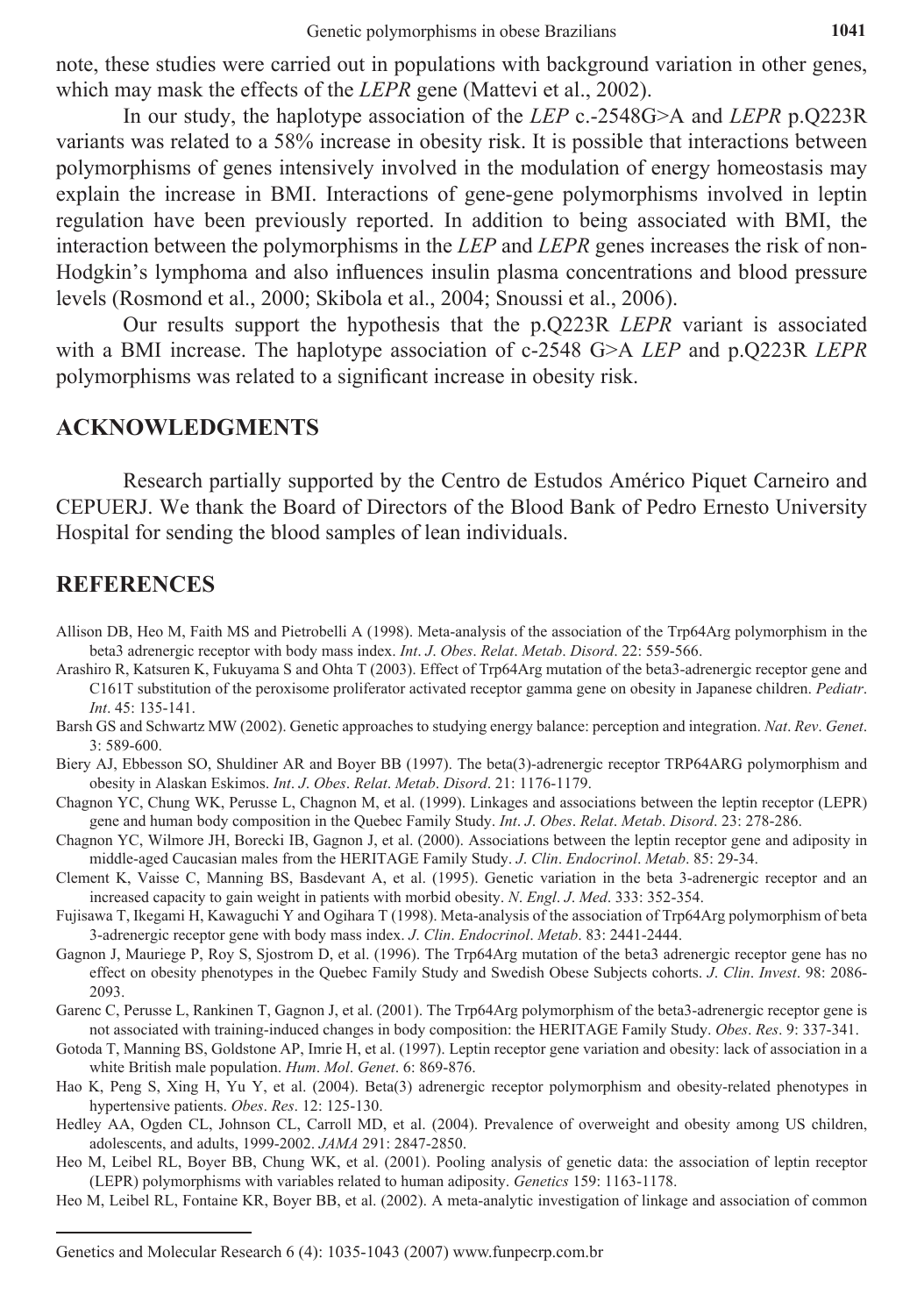note, these studies were carried out in populations with background variation in other genes, which may mask the effects of the *LEPR* gene (Mattevi et al., 2002).

In our study, the haplotype association of the *LEP* c.-2548G>A and *LEPR* p.Q223R variants was related to a 58% increase in obesity risk. It is possible that interactions between polymorphisms of genes intensively involved in the modulation of energy homeostasis may explain the increase in BMI. Interactions of gene-gene polymorphisms involved in leptin regulation have been previously reported. In addition to being associated with BMI, the interaction between the polymorphisms in the *LEP* and *LEPR* genes increases the risk of non-Hodgkin's lymphoma and also influences insulin plasma concentrations and blood pressure levels (Rosmond et al., 2000; Skibola et al., 2004; Snoussi et al., 2006).

Our results support the hypothesis that the p.Q223R *LEPR* variant is associated with a BMI increase. The haplotype association of c-2548 G>A *LEP* and p.Q223R *LEPR* polymorphisms was related to a significant increase in obesity risk.

## ACKNOWLEDGMENTS

Research partially supported by the Centro de Estudos Américo Piquet Carneiro and CEPUERJ. We thank the Board of Directors of the Blood Bank of Pedro Ernesto University Hospital for sending the blood samples of lean individuals.

## REFERENCES

Allison DB, Heo M, Faith MS and Pietrobelli A (1998). Meta-analysis of the association of the Trp64Arg polymorphism in the beta3 adrenergic receptor with body mass index. *Int*. *J*. *Obes*. *Relat*. *Metab*. *Disord*. 22: 559-566.

Arashiro R, Katsuren K, Fukuyama S and Ohta T (2003). Effect of Trp64Arg mutation of the beta3-adrenergic receptor gene and C161T substitution of the peroxisome proliferator activated receptor gamma gene on obesity in Japanese children. *Pediatr*. *Int*. 45: 135-141.

Barsh GS and Schwartz MW (2002). Genetic approaches to studying energy balance: perception and integration. *Nat*. *Rev*. *Genet*. 3: 589-600.

Biery AJ, Ebbesson SO, Shuldiner AR and Boyer BB (1997). The beta(3)-adrenergic receptor TRP64ARG polymorphism and obesity in Alaskan Eskimos. *Int*. *J*. *Obes*. *Relat*. *Metab*. *Disord*. 21: 1176-1179.

Chagnon YC, Chung WK, Perusse L, Chagnon M, et al. (1999). Linkages and associations between the leptin receptor (LEPR) gene and human body composition in the Quebec Family Study. *Int*. *J*. *Obes*. *Relat*. *Metab*. *Disord*. 23: 278-286.

Chagnon YC, Wilmore JH, Borecki IB, Gagnon J, et al. (2000). Associations between the leptin receptor gene and adiposity in middle-aged Caucasian males from the HERITAGE Family Study. *J*. *Clin*. *Endocrinol*. *Metab*. 85: 29-34.

Clement K, Vaisse C, Manning BS, Basdevant A, et al. (1995). Genetic variation in the beta 3-adrenergic receptor and an increased capacity to gain weight in patients with morbid obesity. *N*. *Engl*. *J*. *Med*. 333: 352-354.

Fujisawa T, Ikegami H, Kawaguchi Y and Ogihara T (1998). Meta-analysis of the association of Trp64Arg polymorphism of beta 3-adrenergic receptor gene with body mass index. *J*. *Clin*. *Endocrinol*. *Metab*. 83: 2441-2444.

Gagnon J, Mauriege P, Roy S, Sjostrom D, et al. (1996). The Trp64Arg mutation of the beta3 adrenergic receptor gene has no effect on obesity phenotypes in the Quebec Family Study and Swedish Obese Subjects cohorts. *J*. *Clin*. *Invest*. 98: 2086-2093.

Garenc C, Perusse L, Rankinen T, Gagnon J, et al. (2001). The Trp64Arg polymorphism of the beta3-adrenergic receptor gene is not associated with training-induced changes in body composition: the HERITAGE Family Study. *Obes*. *Res*. 9: 337-341.

Gotoda T, Manning BS, Goldstone AP, Imrie H, et al. (1997). Leptin receptor gene variation and obesity: lack of association in a white British male population. *Hum*. *Mol*. *Genet*. 6: 869-876.

Hao K, Peng S, Xing H, Yu Y, et al. (2004). Beta(3) adrenergic receptor polymorphism and obesity-related phenotypes in hypertensive patients. *Obes*. *Res*. 12: 125-130.

Hedley AA, Ogden CL, Johnson CL, Carroll MD, et al. (2004). Prevalence of overweight and obesity among US children, adolescents, and adults, 1999-2002. *JAMA* 291: 2847-2850.

Heo M, Leibel RL, Boyer BB, Chung WK, et al. (2001). Pooling analysis of genetic data: the association of leptin receptor (LEPR) polymorphisms with variables related to human adiposity. *Genetics* 159: 1163-1178.

Heo M, Leibel RL, Fontaine KR, Boyer BB, et al. (2002). A meta-analytic investigation of linkage and association of common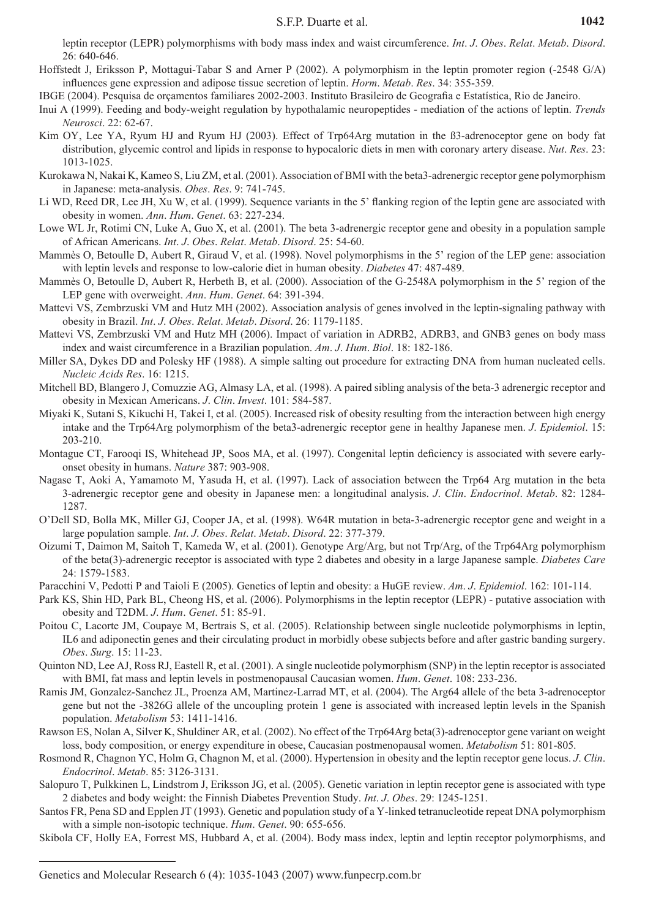leptin receptor (LEPR) polymorphisms with body mass index and waist circumference. *Int*. *J*. *Obes*. *Relat*. *Metab*. *Disord*. 26: 640-646.

Hoffstedt J, Eriksson P, Mottagui-Tabar S and Arner P (2002). A polymorphism in the leptin promoter region (-2548 G/A) influences gene expression and adipose tissue secretion of leptin. *Horm*. *Metab*. *Res*. 34: 355-359.

IBGE (2004). Pesquisa de orçamentos familiares 2002-2003. Instituto Brasileiro de Geografia e Estatística, Rio de Janeiro.

Inui A (1999). Feeding and body-weight regulation by hypothalamic neuropeptides - mediation of the actions of leptin. *Trends Neurosci*. 22: 62-67.

Kim OY, Lee YA, Ryum HJ and Ryum HJ (2003). Effect of Trp64Arg mutation in the ß3-adrenoceptor gene on body fat distribution, glycemic control and lipids in response to hypocaloric diets in men with coronary artery disease. *Nut*. *Res*. 23: 1013-1025.

Kurokawa N, Nakai K, Kameo S, Liu ZM, et al. (2001). Association of BMI with the beta3-adrenergic receptor gene polymorphism in Japanese: meta-analysis. *Obes*. *Res*. 9: 741-745.

Li WD, Reed DR, Lee JH, Xu W, et al. (1999). Sequence variants in the 5' flanking region of the leptin gene are associated with obesity in women. *Ann*. *Hum*. *Genet*. 63: 227-234.

Lowe WL Jr, Rotimi CN, Luke A, Guo X, et al. (2001). The beta 3-adrenergic receptor gene and obesity in a population sample of African Americans. *Int*. *J*. *Obes*. *Relat*. *Metab*. *Disord*. 25: 54-60.

Mammès O, Betoulle D, Aubert R, Giraud V, et al. (1998). Novel polymorphisms in the 5' region of the LEP gene: association with leptin levels and response to low-calorie diet in human obesity. *Diabetes* 47: 487-489.

Mammès O, Betoulle D, Aubert R, Herbeth B, et al. (2000). Association of the G-2548A polymorphism in the 5' region of the LEP gene with overweight. *Ann*. *Hum*. *Genet*. 64: 391-394.

Mattevi VS, Zembrzuski VM and Hutz MH (2002). Association analysis of genes involved in the leptin-signaling pathway with obesity in Brazil. *Int*. *J*. *Obes*. *Relat*. *Metab*. *Disord*. 26: 1179-1185.

Mattevi VS, Zembrzuski VM and Hutz MH (2006). Impact of variation in ADRB2, ADRB3, and GNB3 genes on body mass index and waist circumference in a Brazilian population. *Am*. *J*. *Hum*. *Biol*. 18: 182-186.

Miller SA, Dykes DD and Polesky HF (1988). A simple salting out procedure for extracting DNA from human nucleated cells. *Nucleic Acids Res*. 16: 1215.

Mitchell BD, Blangero J, Comuzzie AG, Almasy LA, et al. (1998). A paired sibling analysis of the beta-3 adrenergic receptor and obesity in Mexican Americans. *J*. *Clin*. *Invest*. 101: 584-587.

Miyaki K, Sutani S, Kikuchi H, Takei I, et al. (2005). Increased risk of obesity resulting from the interaction between high energy intake and the Trp64Arg polymorphism of the beta3-adrenergic receptor gene in healthy Japanese men. *J*. *Epidemiol*. 15: 203-210.

Montague CT, Farooqi IS, Whitehead JP, Soos MA, et al. (1997). Congenital leptin deficiency is associated with severe early-onset obesity in humans. *Nature* 387: 903-908.

Nagase T, Aoki A, Yamamoto M, Yasuda H, et al. (1997). Lack of association between the Trp64 Arg mutation in the beta 3-adrenergic receptor gene and obesity in Japanese men: a longitudinal analysis. *J*. *Clin*. *Endocrinol*. *Metab*. 82: 1284-1287.

O'Dell SD, Bolla MK, Miller GJ, Cooper JA, et al. (1998). W64R mutation in beta-3-adrenergic receptor gene and weight in a large population sample. *Int*. *J*. *Obes*. *Relat*. *Metab*. *Disord*. 22: 377-379.

Oizumi T, Daimon M, Saitoh T, Kameda W, et al. (2001). Genotype Arg/Arg, but not Trp/Arg, of the Trp64Arg polymorphism of the beta(3)-adrenergic receptor is associated with type 2 diabetes and obesity in a large Japanese sample. *Diabetes Care* 24: 1579-1583.

Paracchini V, Pedotti P and Taioli E (2005). Genetics of leptin and obesity: a HuGE review. *Am*. *J*. *Epidemiol*. 162: 101-114.

Park KS, Shin HD, Park BL, Cheong HS, et al. (2006). Polymorphisms in the leptin receptor (LEPR) - putative association with obesity and T2DM. *J*. *Hum*. *Genet*. 51: 85-91.

Poitou C, Lacorte JM, Coupaye M, Bertrais S, et al. (2005). Relationship between single nucleotide polymorphisms in leptin, IL6 and adiponectin genes and their circulating product in morbidly obese subjects before and after gastric banding surgery. *Obes*. *Surg*. 15: 11-23.

Quinton ND, Lee AJ, Ross RJ, Eastell R, et al. (2001). A single nucleotide polymorphism (SNP) in the leptin receptor is associated with BMI, fat mass and leptin levels in postmenopausal Caucasian women. *Hum*. *Genet*. 108: 233-236.

Ramis JM, Gonzalez-Sanchez JL, Proenza AM, Martinez-Larrad MT, et al. (2004). The Arg64 allele of the beta 3-adrenoceptor gene but not the -3826G allele of the uncoupling protein 1 gene is associated with increased leptin levels in the Spanish population. *Metabolism* 53: 1411-1416.

Rawson ES, Nolan A, Silver K, Shuldiner AR, et al. (2002). No effect of the Trp64Arg beta(3)-adrenoceptor gene variant on weight loss, body composition, or energy expenditure in obese, Caucasian postmenopausal women. *Metabolism* 51: 801-805.

Rosmond R, Chagnon YC, Holm G, Chagnon M, et al. (2000). Hypertension in obesity and the leptin receptor gene locus. *J*. *Clin*. *Endocrinol*. *Metab*. 85: 3126-3131.

Salopuro T, Pulkkinen L, Lindstrom J, Eriksson JG, et al. (2005). Genetic variation in leptin receptor gene is associated with type 2 diabetes and body weight: the Finnish Diabetes Prevention Study. *Int*. *J*. *Obes*. 29: 1245-1251.

Santos FR, Pena SD and Epplen JT (1993). Genetic and population study of a Y-linked tetranucleotide repeat DNA polymorphism with a simple non-isotopic technique. *Hum*. *Genet*. 90: 655-656.

Skibola CF, Holly EA, Forrest MS, Hubbard A, et al. (2004). Body mass index, leptin and leptin receptor polymorphisms, and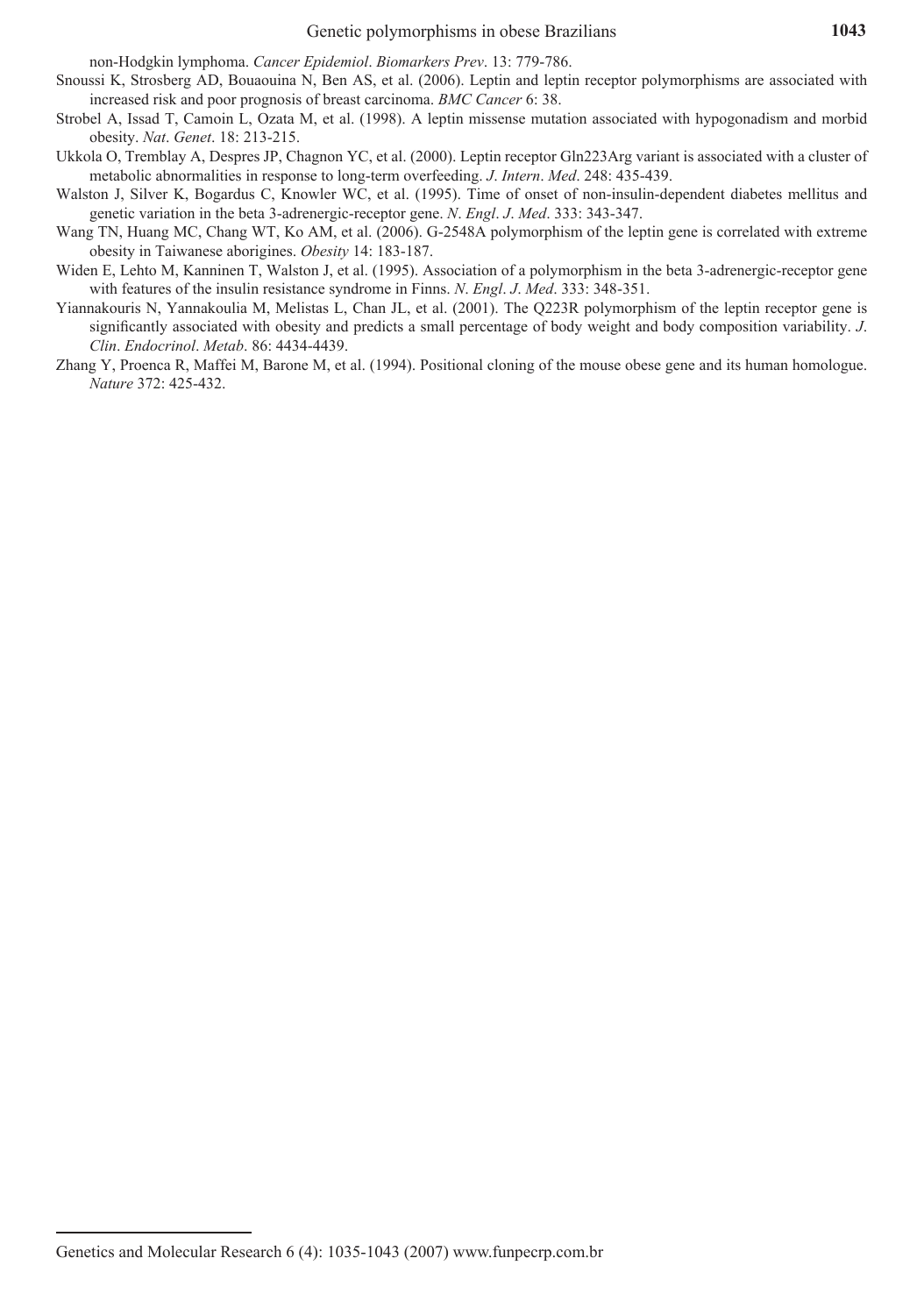non-Hodgkin lymphoma. *Cancer Epidemiol*. *Biomarkers Prev*. 13: 779-786.

Snoussi K, Strosberg AD, Bouaouina N, Ben AS, et al. (2006). Leptin and leptin receptor polymorphisms are associated with increased risk and poor prognosis of breast carcinoma. *BMC Cancer* 6: 38.

Strobel A, Issad T, Camoin L, Ozata M, et al. (1998). A leptin missense mutation associated with hypogonadism and morbid obesity. *Nat*. *Genet*. 18: 213-215.

Ukkola O, Tremblay A, Despres JP, Chagnon YC, et al. (2000). Leptin receptor Gln223Arg variant is associated with a cluster of metabolic abnormalities in response to long-term overfeeding. *J*. *Intern*. *Med*. 248: 435-439.

Walston J, Silver K, Bogardus C, Knowler WC, et al. (1995). Time of onset of non-insulin-dependent diabetes mellitus and genetic variation in the beta 3-adrenergic-receptor gene. *N*. *Engl*. *J*. *Med*. 333: 343-347.

Wang TN, Huang MC, Chang WT, Ko AM, et al. (2006). G-2548A polymorphism of the leptin gene is correlated with extreme obesity in Taiwanese aborigines. *Obesity* 14: 183-187.

Widen E, Lehto M, Kanninen T, Walston J, et al. (1995). Association of a polymorphism in the beta 3-adrenergic-receptor gene with features of the insulin resistance syndrome in Finns. *N*. *Engl*. *J*. *Med*. 333: 348-351.

Yiannakouris N, Yannakoulia M, Melistas L, Chan JL, et al. (2001). The Q223R polymorphism of the leptin receptor gene is significantly associated with obesity and predicts a small percentage of body weight and body composition variability. *J*. *Clin*. *Endocrinol*. *Metab*. 86: 4434-4439.

Zhang Y, Proenca R, Maffei M, Barone M, et al. (1994). Positional cloning of the mouse obese gene and its human homologue. *Nature* 372: 425-432.